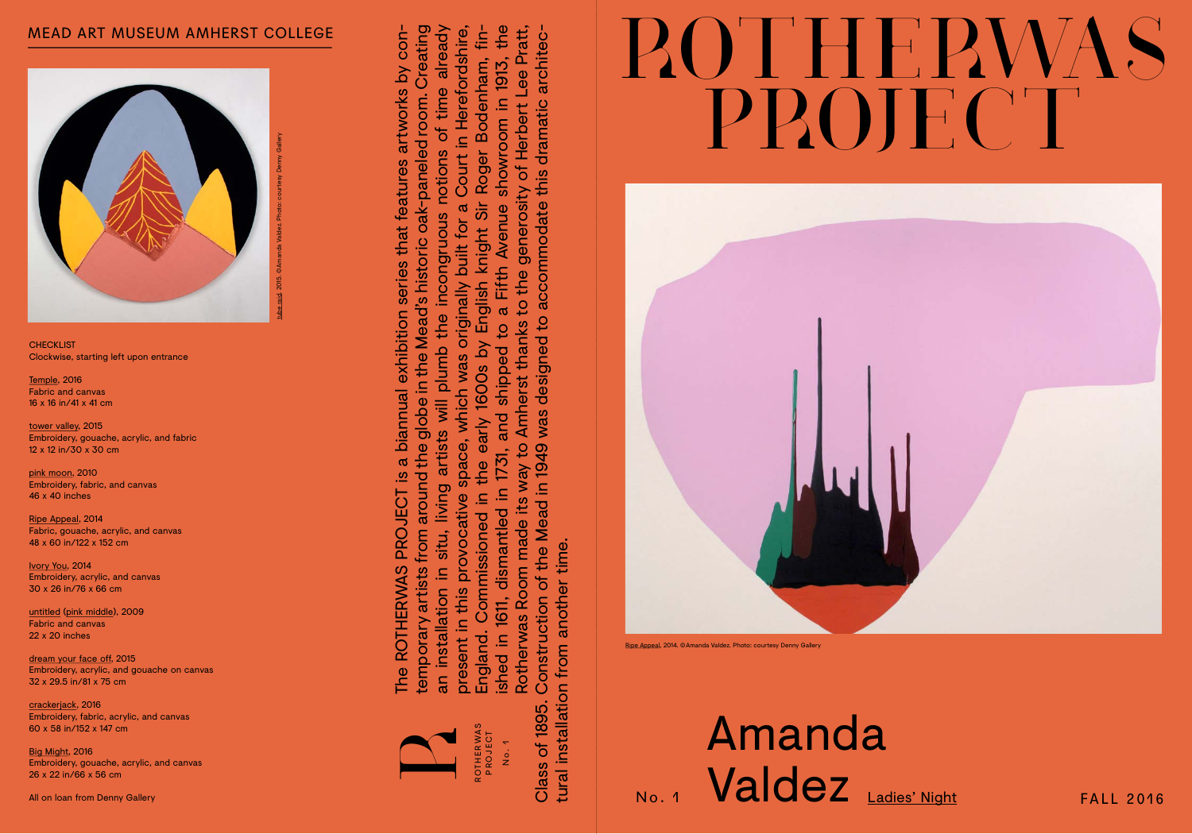MEAD ART MUSEUM AMHERST COLLEGE

tube mid, 2015. ©Amanda Valdez. Photo: courtesy Denny Gallery

CHECKLIST
Clockwise, starting left upon entrance

Temple, 2016
Fabric and canvas
16 x 16 in/41 x 41 cm

tower valley, 2015
Embroidery, gouache, acrylic, and fabric
12 x 12 in/30 x 30 cm

pink moon, 2010
Embroidery, fabric, and canvas
46 x 40 inches

Ripe Appeal, 2014
Fabric, gouache, acrylic, and canvas
48 x 60 in/122 x 152 cm

Ivory You, 2014
Embroidery, acrylic, and canvas
30 x 26 in/76 x 66 cm

untitled (pink middle), 2009
Fabric and canvas
22 x 20 inches

dream your face off, 2015
Embroidery, acrylic, and gouache on canvas
32 x 29.5 in/81 x 75 cm

crackerjack, 2016
Embroidery, fabric, acrylic, and canvas
60 x 58 in/152 x 147 cm

Big Might, 2016
Embroidery, gouache, acrylic, and canvas
26 x 22 in/66 x 56 cm

All on loan from Denny Gallery

The ROTHERWAS PROJECT is a biannual exhibition series that features artworks by contemporary artists from around the globe in the Mead's historic oak-paneled room. Creating an installation in situ, living artists will plumb the incongruous notions of time already present in this provocative space, which was originally built for a Court in Herefordshire, England. Commissioned in the early 1600s by English knight Sir Roger Bodenham, finished in 1611, dismantled in 1731, and shipped to a Fifth Avenue showroom in 1913, the Rotherwas Room made its way to Amherst thanks to the generosity of Herbert Lee Pratt, Class of 1895. Construction of the Mead in 1949 was designed to accommodate this dramatic architectural installation from another time.

ROTHERWAS PROJECT No. 1

# ROTHERWAS PROJECT

Ripe Appeal, 2014. ©Amanda Valdez. Photo: courtesy Denny Gallery

## Amanda Valdez

No. 1 Ladies' Night

FALL 2016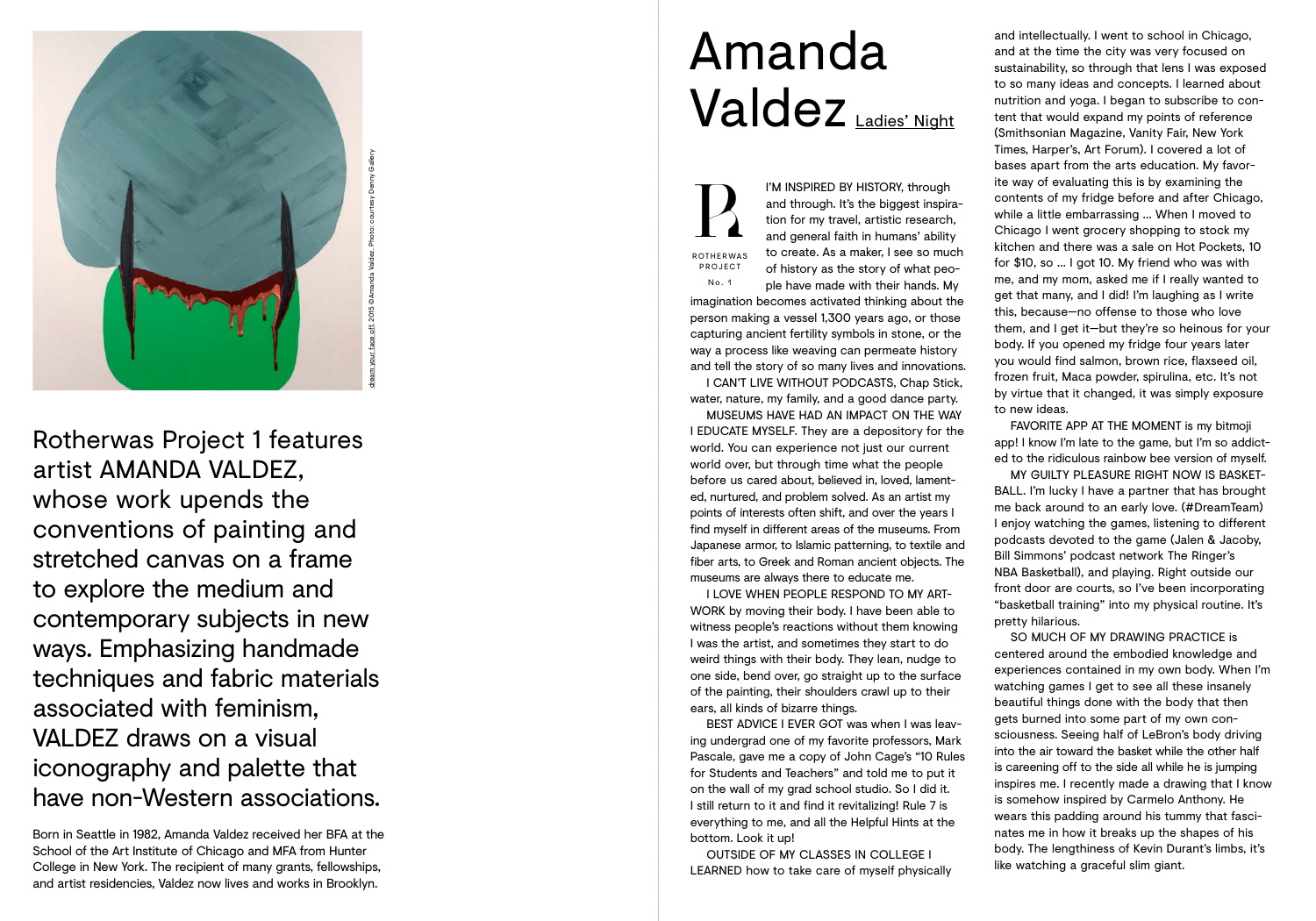dream your face off 2015 ©Amanda Valdez. Photo: courtesy Denny Gallery

Rotherwas Project 1 features artist AMANDA VALDEZ, whose work upends the conventions of painting and stretched canvas on a frame to explore the medium and contemporary subjects in new ways. Emphasizing handmade techniques and fabric materials associated with feminism, VALDEZ draws on a visual iconography and palette that have non-Western associations.

Born in Seattle in 1982, Amanda Valdez received her BFA at the School of the Art Institute of Chicago and MFA from Hunter College in New York. The recipient of many grants, fellowships, and artist residencies, Valdez now lives and works in Brooklyn.

# Amanda Valdez Ladies' Night

ROTHERWAS PROJECT No. 1

I'M INSPIRED BY HISTORY, through and through. It's the biggest inspiration for my travel, artistic research, and general faith in humans' ability to create. As a maker, I see so much of history as the story of what people have made with their hands. My imagination becomes activated thinking about the person making a vessel 1,300 years ago, or those capturing ancient fertility symbols in stone, or the way a process like weaving can permeate history and tell the story of so many lives and innovations.

I CAN'T LIVE WITHOUT PODCASTS, Chap Stick, water, nature, my family, and a good dance party.

MUSEUMS HAVE HAD AN IMPACT ON THE WAY I EDUCATE MYSELF. They are a depository for the world. You can experience not just our current world over, but through time what the people before us cared about, believed in, loved, lamented, nurtured, and problem solved. As an artist my points of interests often shift, and over the years I find myself in different areas of the museums. From Japanese armor, to Islamic patterning, to textile and fiber arts, to Greek and Roman ancient objects. The museums are always there to educate me.

I LOVE WHEN PEOPLE RESPOND TO MY ARTWORK by moving their body. I have been able to witness people's reactions without them knowing I was the artist, and sometimes they start to do weird things with their body. They lean, nudge to one side, bend over, go straight up to the surface of the painting, their shoulders crawl up to their ears, all kinds of bizarre things.

BEST ADVICE I EVER GOT was when I was leaving undergrad one of my favorite professors, Mark Pascale, gave me a copy of John Cage's "10 Rules for Students and Teachers" and told me to put it on the wall of my grad school studio. So I did it. I still return to it and find it revitalizing! Rule 7 is everything to me, and all the Helpful Hints at the bottom. Look it up!

OUTSIDE OF MY CLASSES IN COLLEGE I LEARNED how to take care of myself physically and intellectually. I went to school in Chicago, and at the time the city was very focused on sustainability, so through that lens I was exposed to so many ideas and concepts. I learned about nutrition and yoga. I began to subscribe to content that would expand my points of reference (Smithsonian Magazine, Vanity Fair, New York Times, Harper's, Art Forum). I covered a lot of bases apart from the arts education. My favorite way of evaluating this is by examining the contents of my fridge before and after Chicago, while a little embarrassing ... When I moved to Chicago I went grocery shopping to stock my kitchen and there was a sale on Hot Pockets, 10 for $10, so ... I got 10. My friend who was with me, and my mom, asked me if I really wanted to get that many, and I did! I'm laughing as I write this, because—no offense to those who love them, and I get it—but they're so heinous for your body. If you opened my fridge four years later you would find salmon, brown rice, flaxseed oil, frozen fruit, Maca powder, spirulina, etc. It's not by virtue that it changed, it was simply exposure to new ideas.

FAVORITE APP AT THE MOMENT is my bitmoji app! I know I'm late to the game, but I'm so addicted to the ridiculous rainbow bee version of myself.

MY GUILTY PLEASURE RIGHT NOW IS BASKETBALL. I'm lucky I have a partner that has brought me back around to an early love. (#DreamTeam) I enjoy watching the games, listening to different podcasts devoted to the game (Jalen & Jacoby, Bill Simmons' podcast network The Ringer's NBA Basketball), and playing. Right outside our front door are courts, so I've been incorporating "basketball training" into my physical routine. It's pretty hilarious.

SO MUCH OF MY DRAWING PRACTICE is centered around the embodied knowledge and experiences contained in my own body. When I'm watching games I get to see all these insanely beautiful things done with the body that then gets burned into some part of my own consciousness. Seeing half of LeBron's body driving into the air toward the basket while the other half is careening off to the side all while he is jumping inspires me. I recently made a drawing that I know is somehow inspired by Carmelo Anthony. He wears this padding around his tummy that fascinates me in how it breaks up the shapes of his body. The lengthiness of Kevin Durant's limbs, it's like watching a graceful slim giant.